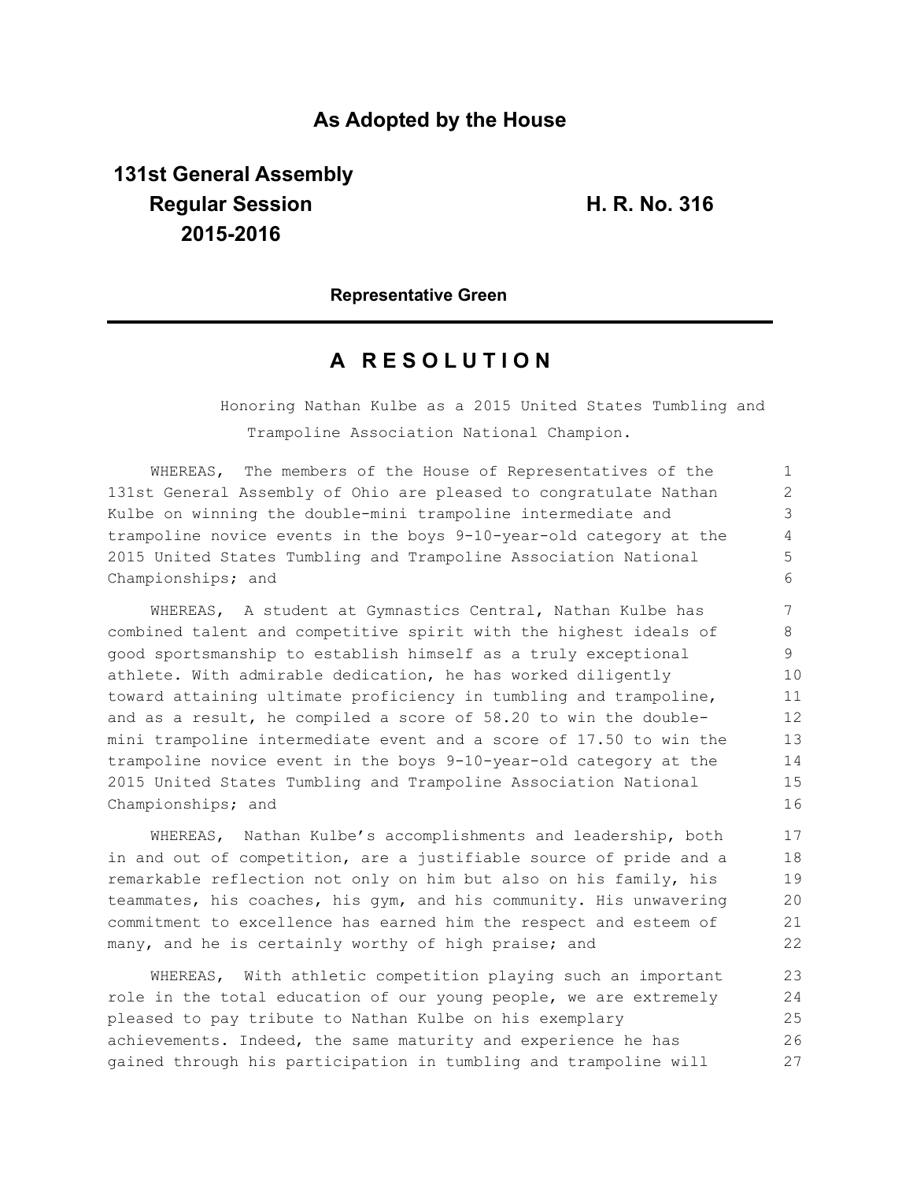## As Adopted by the House

**131st General Assembly**
**Regular Session** **H. R. No. 316**
**2015-2016**

**Representative Green**

---

# A R E S O L U T I O N

Honoring Nathan Kulbe as a 2015 United States Tumbling and Trampoline Association National Champion.

WHEREAS, The members of the House of Representatives of the 131st General Assembly of Ohio are pleased to congratulate Nathan Kulbe on winning the double-mini trampoline intermediate and trampoline novice events in the boys 9-10-year-old category at the 2015 United States Tumbling and Trampoline Association National Championships; and

WHEREAS, A student at Gymnastics Central, Nathan Kulbe has combined talent and competitive spirit with the highest ideals of good sportsmanship to establish himself as a truly exceptional athlete. With admirable dedication, he has worked diligently toward attaining ultimate proficiency in tumbling and trampoline, and as a result, he compiled a score of 58.20 to win the double-mini trampoline intermediate event and a score of 17.50 to win the trampoline novice event in the boys 9-10-year-old category at the 2015 United States Tumbling and Trampoline Association National Championships; and

WHEREAS, Nathan Kulbe's accomplishments and leadership, both in and out of competition, are a justifiable source of pride and a remarkable reflection not only on him but also on his family, his teammates, his coaches, his gym, and his community. His unwavering commitment to excellence has earned him the respect and esteem of many, and he is certainly worthy of high praise; and

WHEREAS, With athletic competition playing such an important role in the total education of our young people, we are extremely pleased to pay tribute to Nathan Kulbe on his exemplary achievements. Indeed, the same maturity and experience he has gained through his participation in tumbling and trampoline will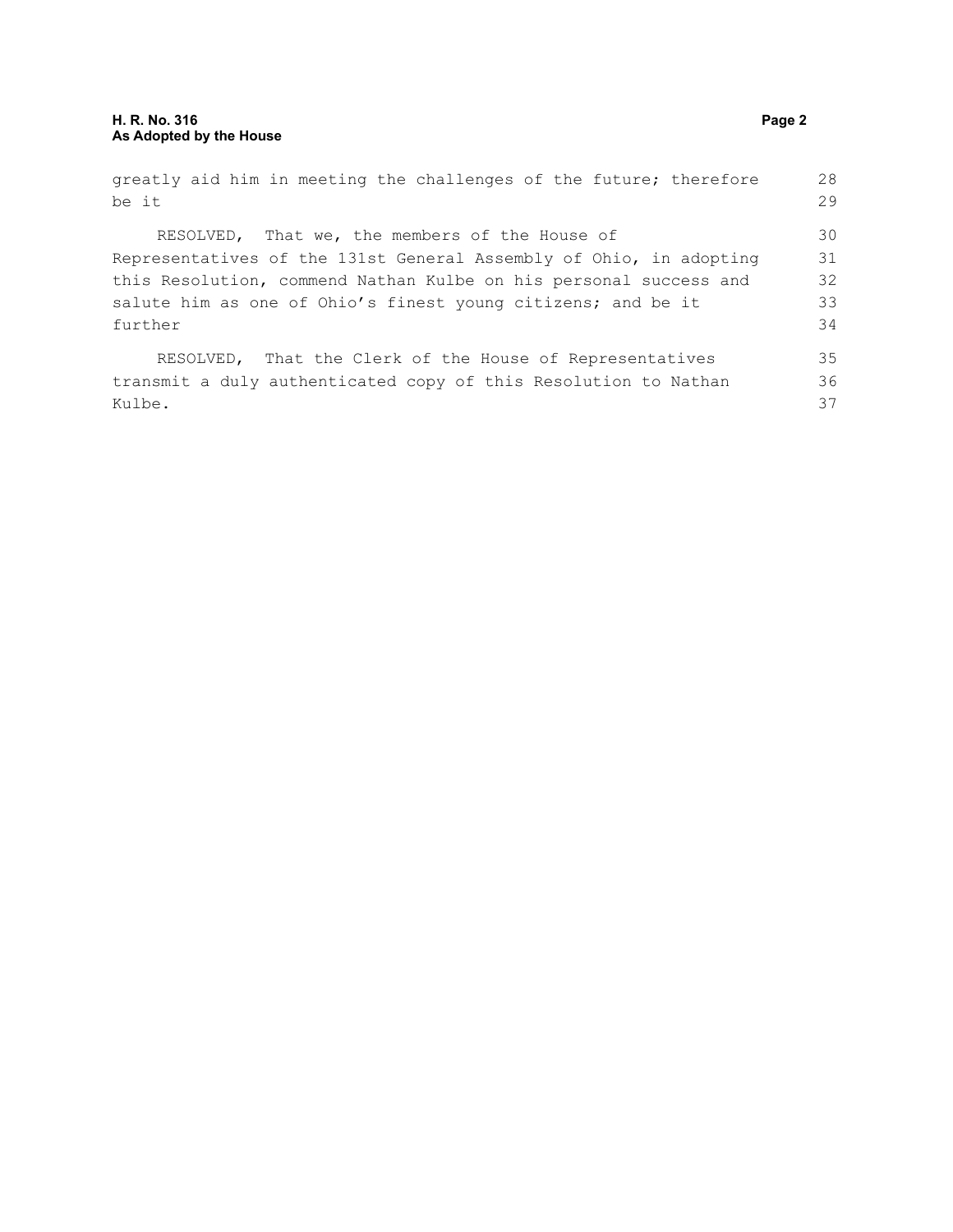greatly aid him in meeting the challenges of the future; therefore be it

RESOLVED, That we, the members of the House of Representatives of the 131st General Assembly of Ohio, in adopting this Resolution, commend Nathan Kulbe on his personal success and salute him as one of Ohio's finest young citizens; and be it further

RESOLVED, That the Clerk of the House of Representatives transmit a duly authenticated copy of this Resolution to Nathan Kulbe.